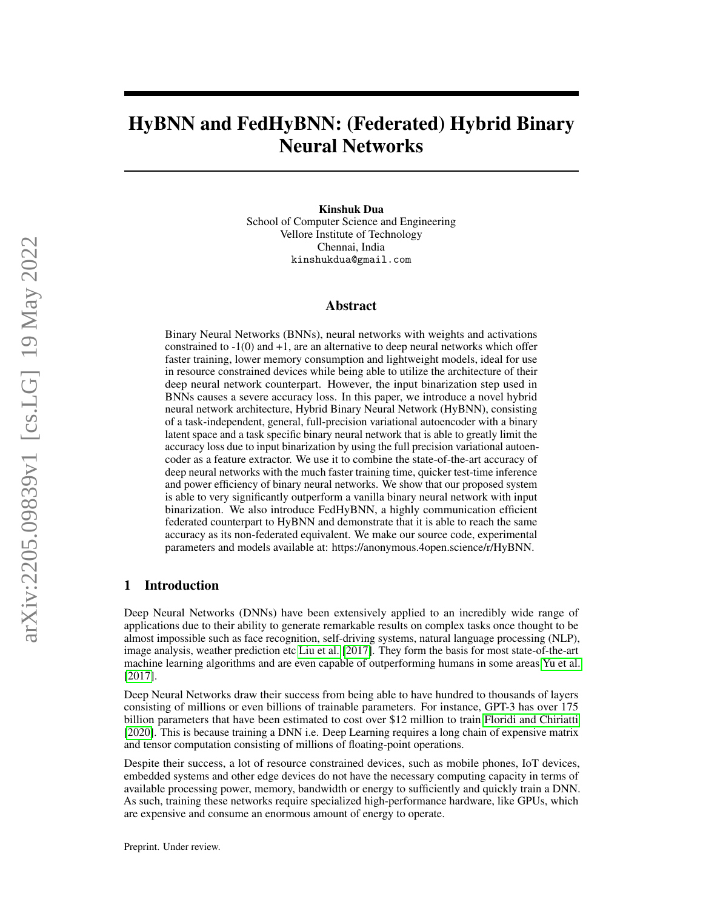# HyBNN and FedHyBNN: (Federated) Hybrid Binary Neural Networks

**Kinshuk Dua**
School of Computer Science and Engineering
Vellore Institute of Technology
Chennai, India
kinshukdua@gmail.com

## Abstract

Binary Neural Networks (BNNs), neural networks with weights and activations constrained to -1(0) and +1, are an alternative to deep neural networks which offer faster training, lower memory consumption and lightweight models, ideal for use in resource constrained devices while being able to utilize the architecture of their deep neural network counterpart. However, the input binarization step used in BNNs causes a severe accuracy loss. In this paper, we introduce a novel hybrid neural network architecture, Hybrid Binary Neural Network (HyBNN), consisting of a task-independent, general, full-precision variational autoencoder with a binary latent space and a task specific binary neural network that is able to greatly limit the accuracy loss due to input binarization by using the full precision variational autoencoder as a feature extractor. We use it to combine the state-of-the-art accuracy of deep neural networks with the much faster training time, quicker test-time inference and power efficiency of binary neural networks. We show that our proposed system is able to very significantly outperform a vanilla binary neural network with input binarization. We also introduce FedHyBNN, a highly communication efficient federated counterpart to HyBNN and demonstrate that it is able to reach the same accuracy as its non-federated equivalent. We make our source code, experimental parameters and models available at: https://anonymous.4open.science/r/HyBNN.

## 1 Introduction

Deep Neural Networks (DNNs) have been extensively applied to an incredibly wide range of applications due to their ability to generate remarkable results on complex tasks once thought to be almost impossible such as face recognition, self-driving systems, natural language processing (NLP), image analysis, weather prediction etc Liu et al. [2017]. They form the basis for most state-of-the-art machine learning algorithms and are even capable of outperforming humans in some areas Yu et al. [2017].

Deep Neural Networks draw their success from being able to have hundred to thousands of layers consisting of millions or even billions of trainable parameters. For instance, GPT-3 has over 175 billion parameters that have been estimated to cost over $12 million to train Floridi and Chiriatti [2020]. This is because training a DNN i.e. Deep Learning requires a long chain of expensive matrix and tensor computation consisting of millions of floating-point operations.

Despite their success, a lot of resource constrained devices, such as mobile phones, IoT devices, embedded systems and other edge devices do not have the necessary computing capacity in terms of available processing power, memory, bandwidth or energy to sufficiently and quickly train a DNN. As such, training these networks require specialized high-performance hardware, like GPUs, which are expensive and consume an enormous amount of energy to operate.

Preprint. Under review.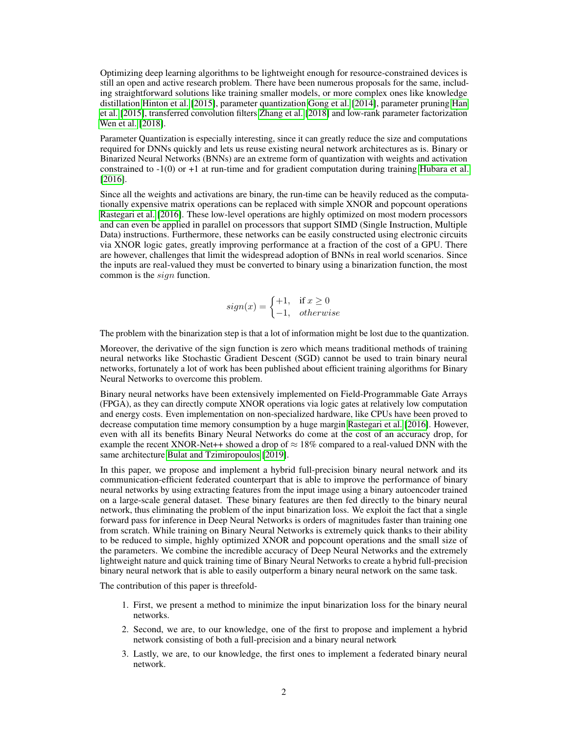Optimizing deep learning algorithms to be lightweight enough for resource-constrained devices is still an open and active research problem. There have been numerous proposals for the same, including straightforward solutions like training smaller models, or more complex ones like knowledge distillation Hinton et al. [2015], parameter quantization Gong et al. [2014], parameter pruning Han et al. [2015], transferred convolution filters Zhang et al. [2018] and low-rank parameter factorization Wen et al. [2018].

Parameter Quantization is especially interesting, since it can greatly reduce the size and computations required for DNNs quickly and lets us reuse existing neural network architectures as is. Binary or Binarized Neural Networks (BNNs) are an extreme form of quantization with weights and activation constrained to -1(0) or +1 at run-time and for gradient computation during training Hubara et al. [2016].

Since all the weights and activations are binary, the run-time can be heavily reduced as the computationally expensive matrix operations can be replaced with simple XNOR and popcount operations Rastegari et al. [2016]. These low-level operations are highly optimized on most modern processors and can even be applied in parallel on processors that support SIMD (Single Instruction, Multiple Data) instructions. Furthermore, these networks can be easily constructed using electronic circuits via XNOR logic gates, greatly improving performance at a fraction of the cost of a GPU. There are however, challenges that limit the widespread adoption of BNNs in real world scenarios. Since the inputs are real-valued they must be converted to binary using a binarization function, the most common is the $sign$ function.

$$sign(x) = \begin{cases} +1, & \text{if } x \geq 0 \\ -1, & otherwise \end{cases}$$

The problem with the binarization step is that a lot of information might be lost due to the quantization.

Moreover, the derivative of the sign function is zero which means traditional methods of training neural networks like Stochastic Gradient Descent (SGD) cannot be used to train binary neural networks, fortunately a lot of work has been published about efficient training algorithms for Binary Neural Networks to overcome this problem.

Binary neural networks have been extensively implemented on Field-Programmable Gate Arrays (FPGA), as they can directly compute XNOR operations via logic gates at relatively low computation and energy costs. Even implementation on non-specialized hardware, like CPUs have been proved to decrease computation time memory consumption by a huge margin Rastegari et al. [2016]. However, even with all its benefits Binary Neural Networks do come at the cost of an accuracy drop, for example the recent XNOR-Net++ showed a drop of $\approx 18\%$ compared to a real-valued DNN with the same architecture Bulat and Tzimiropoulos [2019].

In this paper, we propose and implement a hybrid full-precision binary neural network and its communication-efficient federated counterpart that is able to improve the performance of binary neural networks by using extracting features from the input image using a binary autoencoder trained on a large-scale general dataset. These binary features are then fed directly to the binary neural network, thus eliminating the problem of the input binarization loss. We exploit the fact that a single forward pass for inference in Deep Neural Networks is orders of magnitudes faster than training one from scratch. While training on Binary Neural Networks is extremely quick thanks to their ability to be reduced to simple, highly optimized XNOR and popcount operations and the small size of the parameters. We combine the incredible accuracy of Deep Neural Networks and the extremely lightweight nature and quick training time of Binary Neural Networks to create a hybrid full-precision binary neural network that is able to easily outperform a binary neural network on the same task.

The contribution of this paper is threefold-

1. First, we present a method to minimize the input binarization loss for the binary neural networks.
2. Second, we are, to our knowledge, one of the first to propose and implement a hybrid network consisting of both a full-precision and a binary neural network
3. Lastly, we are, to our knowledge, the first ones to implement a federated binary neural network.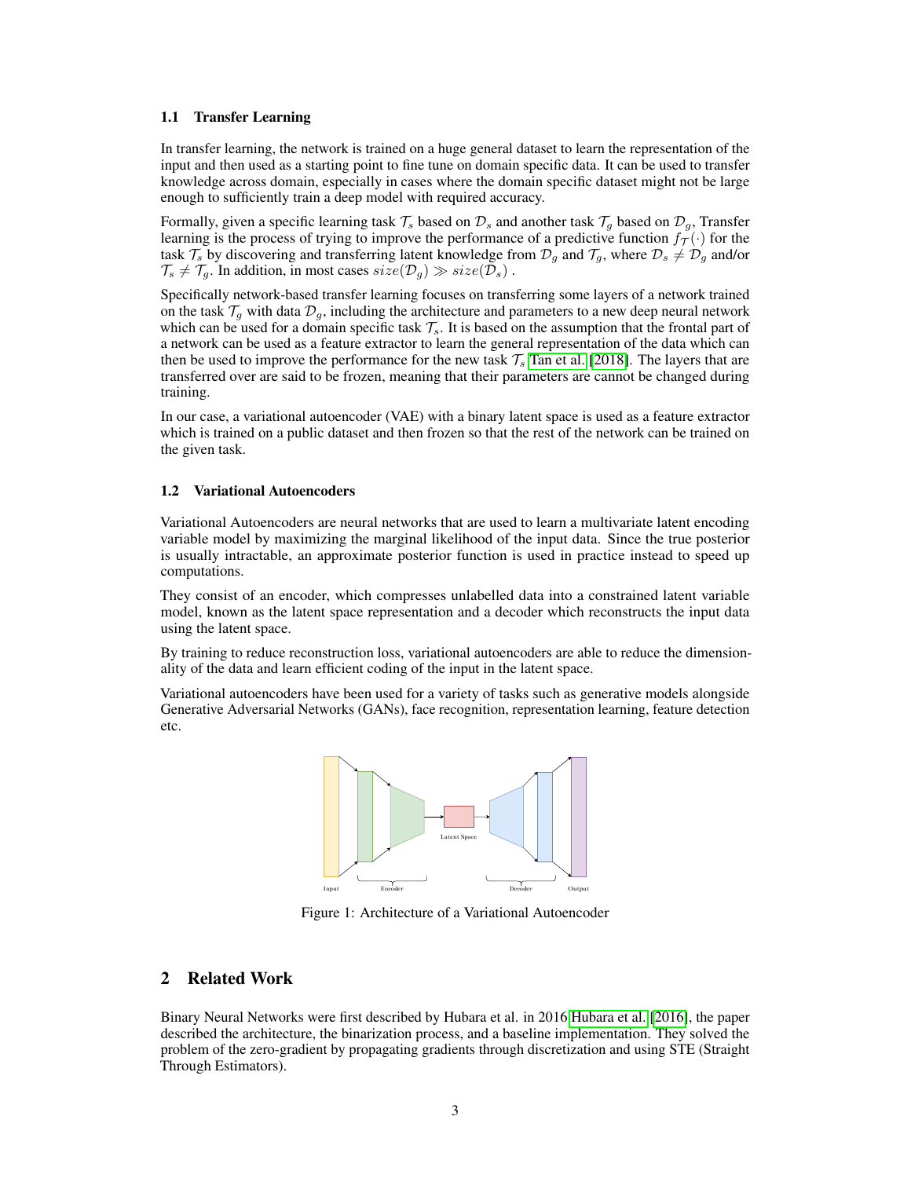### 1.1 Transfer Learning

In transfer learning, the network is trained on a huge general dataset to learn the representation of the input and then used as a starting point to fine tune on domain specific data. It can be used to transfer knowledge across domain, especially in cases where the domain specific dataset might not be large enough to sufficiently train a deep model with required accuracy.

Formally, given a specific learning task $\mathcal{T}_s$ based on $\mathcal{D}_s$ and another task $\mathcal{T}_g$ based on $\mathcal{D}_g$, Transfer learning is the process of trying to improve the performance of a predictive function $f_{\mathcal{T}}(\cdot)$ for the task $\mathcal{T}_s$ by discovering and transferring latent knowledge from $\mathcal{D}_g$ and $\mathcal{T}_g$, where $\mathcal{D}_s \neq \mathcal{D}_g$ and/or $\mathcal{T}_s \neq \mathcal{T}_g$. In addition, in most cases $size(\mathcal{D}_g) \gg size(\mathcal{D}_s)$ .

Specifically network-based transfer learning focuses on transferring some layers of a network trained on the task $\mathcal{T}_g$ with data $\mathcal{D}_g$, including the architecture and parameters to a new deep neural network which can be used for a domain specific task $\mathcal{T}_s$. It is based on the assumption that the frontal part of a network can be used as a feature extractor to learn the general representation of the data which can then be used to improve the performance for the new task $\mathcal{T}_s$ Tan et al. [2018]. The layers that are transferred over are said to be frozen, meaning that their parameters are cannot be changed during training.

In our case, a variational autoencoder (VAE) with a binary latent space is used as a feature extractor which is trained on a public dataset and then frozen so that the rest of the network can be trained on the given task.

### 1.2 Variational Autoencoders

Variational Autoencoders are neural networks that are used to learn a multivariate latent encoding variable model by maximizing the marginal likelihood of the input data. Since the true posterior is usually intractable, an approximate posterior function is used in practice instead to speed up computations.

They consist of an encoder, which compresses unlabelled data into a constrained latent variable model, known as the latent space representation and a decoder which reconstructs the input data using the latent space.

By training to reduce reconstruction loss, variational autoencoders are able to reduce the dimensionality of the data and learn efficient coding of the input in the latent space.

Variational autoencoders have been used for a variety of tasks such as generative models alongside Generative Adversarial Networks (GANs), face recognition, representation learning, feature detection etc.

Figure 1: Architecture of a Variational Autoencoder

## 2 Related Work

Binary Neural Networks were first described by Hubara et al. in 2016 Hubara et al. [2016], the paper described the architecture, the binarization process, and a baseline implementation. They solved the problem of the zero-gradient by propagating gradients through discretization and using STE (Straight Through Estimators).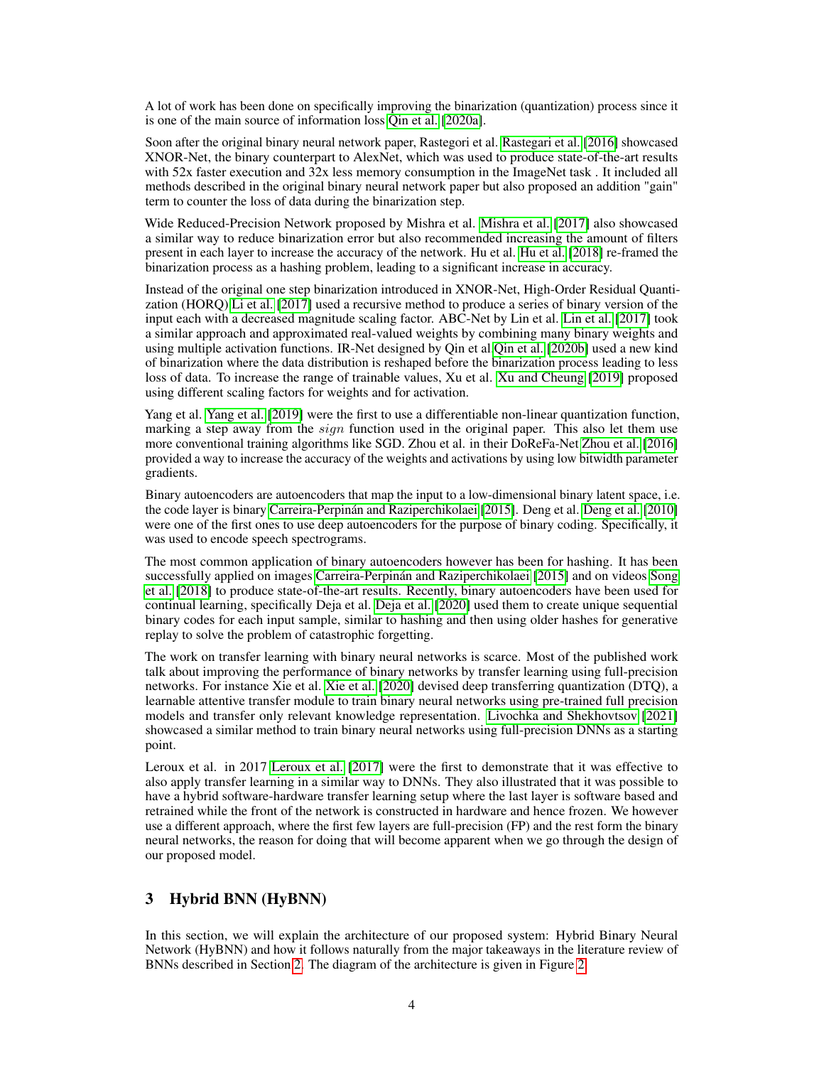A lot of work has been done on specifically improving the binarization (quantization) process since it is one of the main source of information loss Qin et al. [2020a].

Soon after the original binary neural network paper, Rastegori et al. Rastegari et al. [2016] showcased XNOR-Net, the binary counterpart to AlexNet, which was used to produce state-of-the-art results with 52x faster execution and 32x less memory consumption in the ImageNet task . It included all methods described in the original binary neural network paper but also proposed an addition "gain" term to counter the loss of data during the binarization step.

Wide Reduced-Precision Network proposed by Mishra et al. Mishra et al. [2017] also showcased a similar way to reduce binarization error but also recommended increasing the amount of filters present in each layer to increase the accuracy of the network. Hu et al. Hu et al. [2018] re-framed the binarization process as a hashing problem, leading to a significant increase in accuracy.

Instead of the original one step binarization introduced in XNOR-Net, High-Order Residual Quantization (HORQ) Li et al. [2017] used a recursive method to produce a series of binary version of the input each with a decreased magnitude scaling factor. ABC-Net by Lin et al. Lin et al. [2017] took a similar approach and approximated real-valued weights by combining many binary weights and using multiple activation functions. IR-Net designed by Qin et al Qin et al. [2020b] used a new kind of binarization where the data distribution is reshaped before the binarization process leading to less loss of data. To increase the range of trainable values, Xu et al. Xu and Cheung [2019] proposed using different scaling factors for weights and for activation.

Yang et al. Yang et al. [2019] were the first to use a differentiable non-linear quantization function, marking a step away from the $sign$ function used in the original paper. This also let them use more conventional training algorithms like SGD. Zhou et al. in their DoReFa-Net Zhou et al. [2016] provided a way to increase the accuracy of the weights and activations by using low bitwidth parameter gradients.

Binary autoencoders are autoencoders that map the input to a low-dimensional binary latent space, i.e. the code layer is binary Carreira-Perpinán and Raziperchikolaei [2015]. Deng et al. Deng et al. [2010] were one of the first ones to use deep autoencoders for the purpose of binary coding. Specifically, it was used to encode speech spectrograms.

The most common application of binary autoencoders however has been for hashing. It has been successfully applied on images Carreira-Perpinán and Raziperchikolaei [2015] and on videos Song et al. [2018] to produce state-of-the-art results. Recently, binary autoencoders have been used for continual learning, specifically Deja et al. Deja et al. [2020] used them to create unique sequential binary codes for each input sample, similar to hashing and then using older hashes for generative replay to solve the problem of catastrophic forgetting.

The work on transfer learning with binary neural networks is scarce. Most of the published work talk about improving the performance of binary networks by transfer learning using full-precision networks. For instance Xie et al. Xie et al. [2020] devised deep transferring quantization (DTQ), a learnable attentive transfer module to train binary neural networks using pre-trained full precision models and transfer only relevant knowledge representation. Livochka and Shekhovtsov [2021] showcased a similar method to train binary neural networks using full-precision DNNs as a starting point.

Leroux et al. in 2017 Leroux et al. [2017] were the first to demonstrate that it was effective to also apply transfer learning in a similar way to DNNs. They also illustrated that it was possible to have a hybrid software-hardware transfer learning setup where the last layer is software based and retrained while the front of the network is constructed in hardware and hence frozen. We however use a different approach, where the first few layers are full-precision (FP) and the rest form the binary neural networks, the reason for doing that will become apparent when we go through the design of our proposed model.

## 3 Hybrid BNN (HyBNN)

In this section, we will explain the architecture of our proposed system: Hybrid Binary Neural Network (HyBNN) and how it follows naturally from the major takeaways in the literature review of BNNs described in Section 2. The diagram of the architecture is given in Figure 2.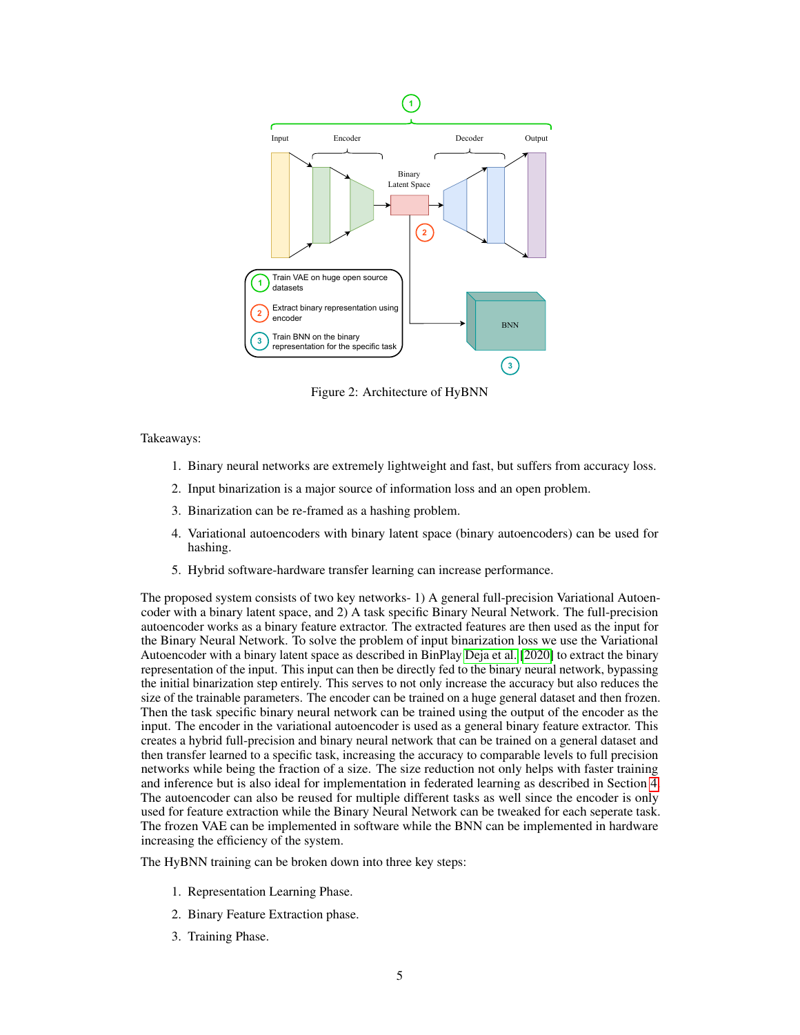Figure 2: Architecture of HyBNN

Takeaways:

1. Binary neural networks are extremely lightweight and fast, but suffers from accuracy loss.
2. Input binarization is a major source of information loss and an open problem.
3. Binarization can be re-framed as a hashing problem.
4. Variational autoencoders with binary latent space (binary autoencoders) can be used for hashing.
5. Hybrid software-hardware transfer learning can increase performance.

The proposed system consists of two key networks- 1) A general full-precision Variational Autoencoder with a binary latent space, and 2) A task specific Binary Neural Network. The full-precision autoencoder works as a binary feature extractor. The extracted features are then used as the input for the Binary Neural Network. To solve the problem of input binarization loss we use the Variational Autoencoder with a binary latent space as described in BinPlay Deja et al. [2020] to extract the binary representation of the input. This input can then be directly fed to the binary neural network, bypassing the initial binarization step entirely. This serves to not only increase the accuracy but also reduces the size of the trainable parameters. The encoder can be trained on a huge general dataset and then frozen. Then the task specific binary neural network can be trained using the output of the encoder as the input. The encoder in the variational autoencoder is used as a general binary feature extractor. This creates a hybrid full-precision and binary neural network that can be trained on a general dataset and then transfer learned to a specific task, increasing the accuracy to comparable levels to full precision networks while being the fraction of a size. The size reduction not only helps with faster training and inference but is also ideal for implementation in federated learning as described in Section 4. The autoencoder can also be reused for multiple different tasks as well since the encoder is only used for feature extraction while the Binary Neural Network can be tweaked for each seperate task. The frozen VAE can be implemented in software while the BNN can be implemented in hardware increasing the efficiency of the system.

The HyBNN training can be broken down into three key steps:

1. Representation Learning Phase.
2. Binary Feature Extraction phase.
3. Training Phase.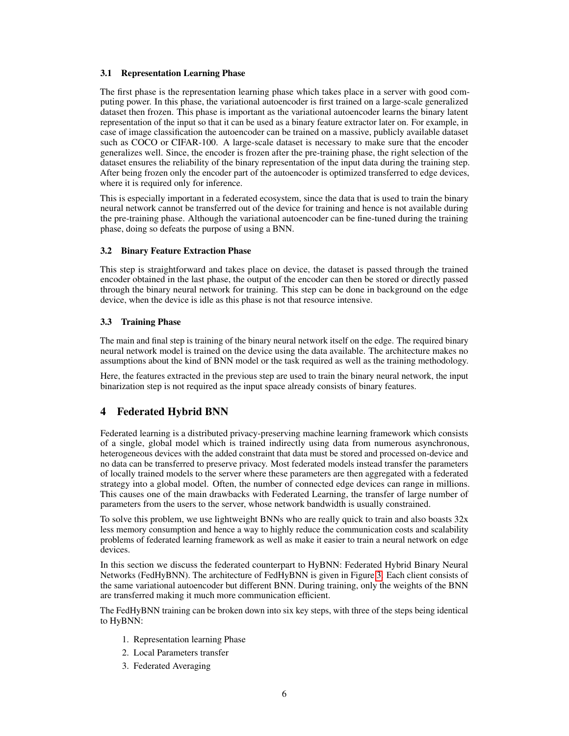### 3.1 Representation Learning Phase

The first phase is the representation learning phase which takes place in a server with good computing power. In this phase, the variational autoencoder is first trained on a large-scale generalized dataset then frozen. This phase is important as the variational autoencoder learns the binary latent representation of the input so that it can be used as a binary feature extractor later on. For example, in case of image classification the autoencoder can be trained on a massive, publicly available dataset such as COCO or CIFAR-100. A large-scale dataset is necessary to make sure that the encoder generalizes well. Since, the encoder is frozen after the pre-training phase, the right selection of the dataset ensures the reliability of the binary representation of the input data during the training step. After being frozen only the encoder part of the autoencoder is optimized transferred to edge devices, where it is required only for inference.

This is especially important in a federated ecosystem, since the data that is used to train the binary neural network cannot be transferred out of the device for training and hence is not available during the pre-training phase. Although the variational autoencoder can be fine-tuned during the training phase, doing so defeats the purpose of using a BNN.

### 3.2 Binary Feature Extraction Phase

This step is straightforward and takes place on device, the dataset is passed through the trained encoder obtained in the last phase, the output of the encoder can then be stored or directly passed through the binary neural network for training. This step can be done in background on the edge device, when the device is idle as this phase is not that resource intensive.

### 3.3 Training Phase

The main and final step is training of the binary neural network itself on the edge. The required binary neural network model is trained on the device using the data available. The architecture makes no assumptions about the kind of BNN model or the task required as well as the training methodology.

Here, the features extracted in the previous step are used to train the binary neural network, the input binarization step is not required as the input space already consists of binary features.

## 4 Federated Hybrid BNN

Federated learning is a distributed privacy-preserving machine learning framework which consists of a single, global model which is trained indirectly using data from numerous asynchronous, heterogeneous devices with the added constraint that data must be stored and processed on-device and no data can be transferred to preserve privacy. Most federated models instead transfer the parameters of locally trained models to the server where these parameters are then aggregated with a federated strategy into a global model. Often, the number of connected edge devices can range in millions. This causes one of the main drawbacks with Federated Learning, the transfer of large number of parameters from the users to the server, whose network bandwidth is usually constrained.

To solve this problem, we use lightweight BNNs who are really quick to train and also boasts 32x less memory consumption and hence a way to highly reduce the communication costs and scalability problems of federated learning framework as well as make it easier to train a neural network on edge devices.

In this section we discuss the federated counterpart to HyBNN: Federated Hybrid Binary Neural Networks (FedHyBNN). The architecture of FedHyBNN is given in Figure 3. Each client consists of the same variational autoencoder but different BNN. During training, only the weights of the BNN are transferred making it much more communication efficient.

The FedHyBNN training can be broken down into six key steps, with three of the steps being identical to HyBNN:

1. Representation learning Phase
2. Local Parameters transfer
3. Federated Averaging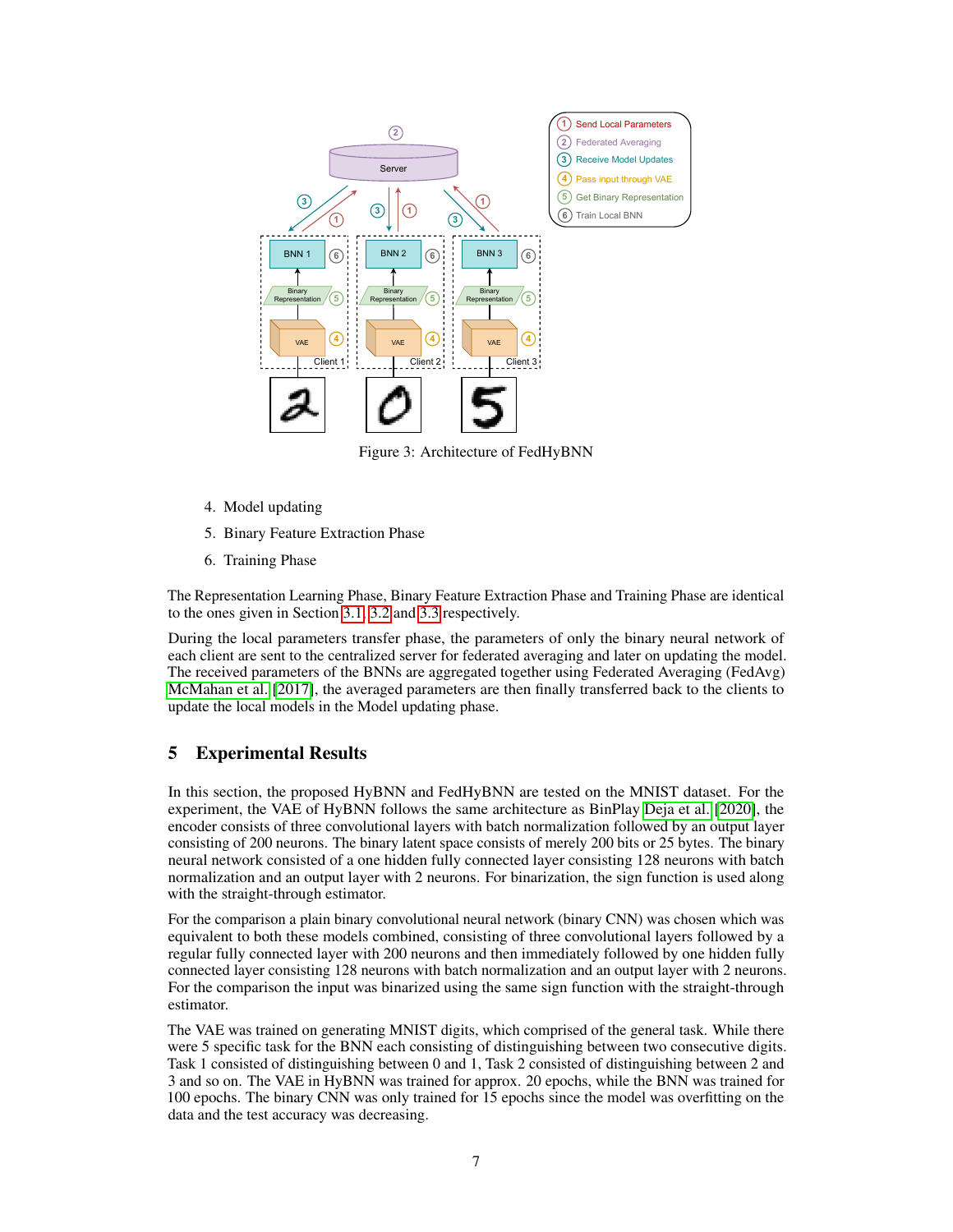Figure 3: Architecture of FedHyBNN

4. Model updating
5. Binary Feature Extraction Phase
6. Training Phase

The Representation Learning Phase, Binary Feature Extraction Phase and Training Phase are identical to the ones given in Section 3.1, 3.2 and 3.3 respectively.

During the local parameters transfer phase, the parameters of only the binary neural network of each client are sent to the centralized server for federated averaging and later on updating the model. The received parameters of the BNNs are aggregated together using Federated Averaging (FedAvg) McMahan et al. [2017], the averaged parameters are then finally transferred back to the clients to update the local models in the Model updating phase.

## 5 Experimental Results

In this section, the proposed HyBNN and FedHyBNN are tested on the MNIST dataset. For the experiment, the VAE of HyBNN follows the same architecture as BinPlay Deja et al. [2020], the encoder consists of three convolutional layers with batch normalization followed by an output layer consisting of 200 neurons. The binary latent space consists of merely 200 bits or 25 bytes. The binary neural network consisted of a one hidden fully connected layer consisting 128 neurons with batch normalization and an output layer with 2 neurons. For binarization, the sign function is used along with the straight-through estimator.

For the comparison a plain binary convolutional neural network (binary CNN) was chosen which was equivalent to both these models combined, consisting of three convolutional layers followed by a regular fully connected layer with 200 neurons and then immediately followed by one hidden fully connected layer consisting 128 neurons with batch normalization and an output layer with 2 neurons. For the comparison the input was binarized using the same sign function with the straight-through estimator.

The VAE was trained on generating MNIST digits, which comprised of the general task. While there were 5 specific task for the BNN each consisting of distinguishing between two consecutive digits. Task 1 consisted of distinguishing between 0 and 1, Task 2 consisted of distinguishing between 2 and 3 and so on. The VAE in HyBNN was trained for approx. 20 epochs, while the BNN was trained for 100 epochs. The binary CNN was only trained for 15 epochs since the model was overfitting on the data and the test accuracy was decreasing.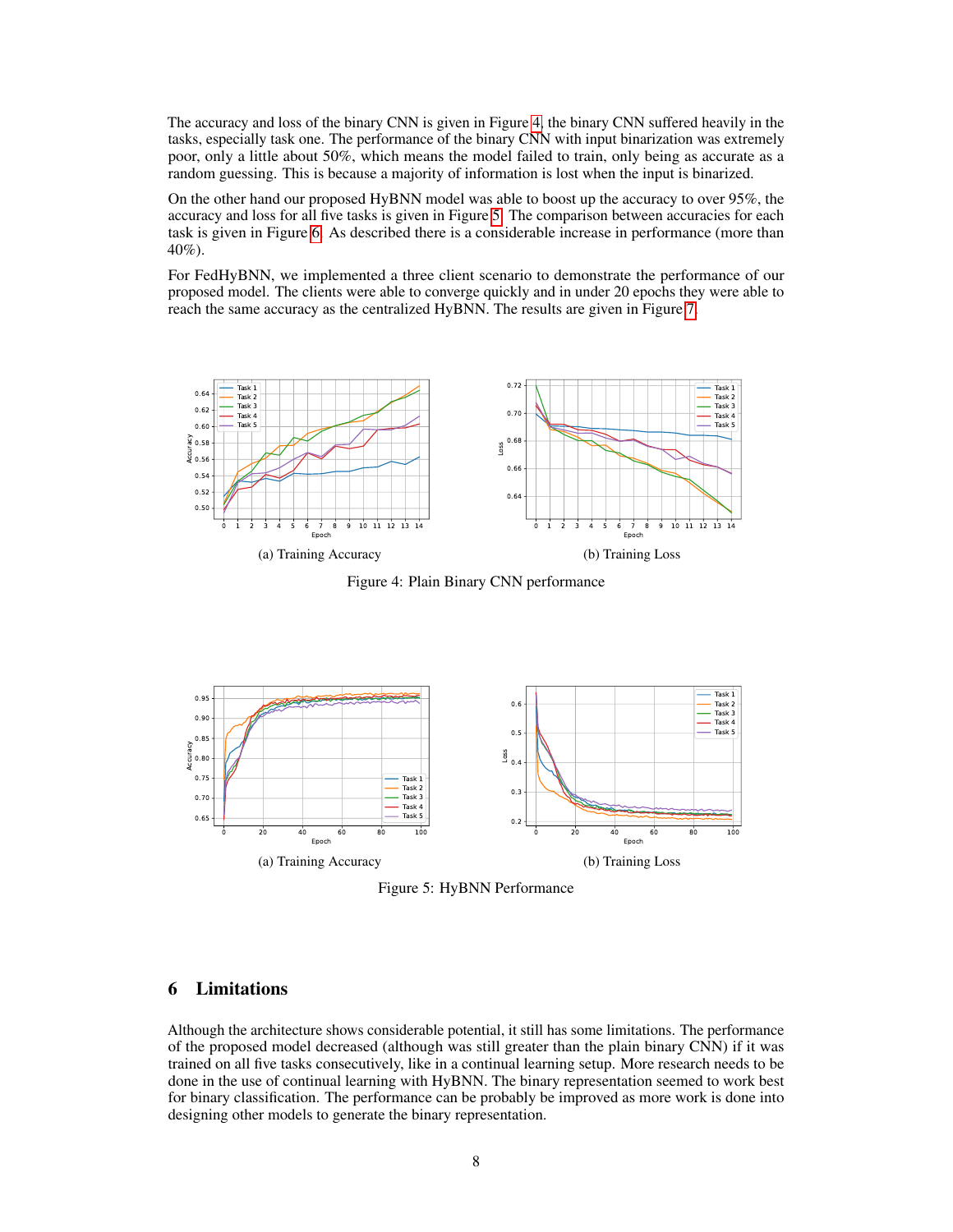The accuracy and loss of the binary CNN is given in Figure 4, the binary CNN suffered heavily in the tasks, especially task one. The performance of the binary CNN with input binarization was extremely poor, only a little about 50%, which means the model failed to train, only being as accurate as a random guessing. This is because a majority of information is lost when the input is binarized.

On the other hand our proposed HyBNN model was able to boost up the accuracy to over 95%, the accuracy and loss for all five tasks is given in Figure 5. The comparison between accuracies for each task is given in Figure 6. As described there is a considerable increase in performance (more than 40%).

For FedHyBNN, we implemented a three client scenario to demonstrate the performance of our proposed model. The clients were able to converge quickly and in under 20 epochs they were able to reach the same accuracy as the centralized HyBNN. The results are given in Figure 7.

(a) Training Accuracy

(b) Training Loss

Figure 4: Plain Binary CNN performance

(a) Training Accuracy

(b) Training Loss

Figure 5: HyBNN Performance

## 6 Limitations

Although the architecture shows considerable potential, it still has some limitations. The performance of the proposed model decreased (although was still greater than the plain binary CNN) if it was trained on all five tasks consecutively, like in a continual learning setup. More research needs to be done in the use of continual learning with HyBNN. The binary representation seemed to work best for binary classification. The performance can be probably be improved as more work is done into designing other models to generate the binary representation.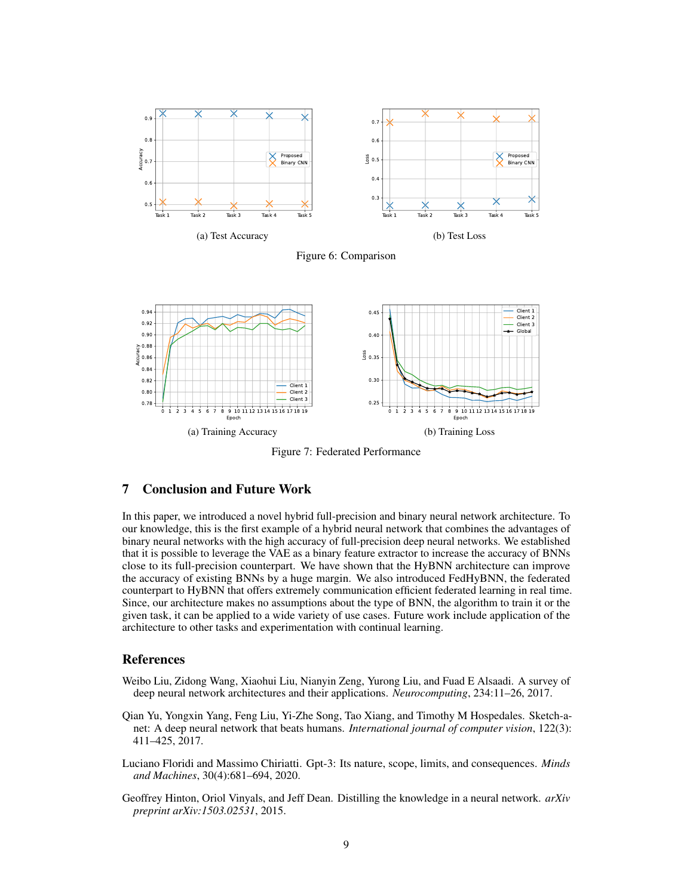(a) Test Accuracy

(b) Test Loss

Figure 6: Comparison

(a) Training Accuracy

(b) Training Loss

Figure 7: Federated Performance

## 7 Conclusion and Future Work

In this paper, we introduced a novel hybrid full-precision and binary neural network architecture. To our knowledge, this is the first example of a hybrid neural network that combines the advantages of binary neural networks with the high accuracy of full-precision deep neural networks. We established that it is possible to leverage the VAE as a binary feature extractor to increase the accuracy of BNNs close to its full-precision counterpart. We have shown that the HyBNN architecture can improve the accuracy of existing BNNs by a huge margin. We also introduced FedHyBNN, the federated counterpart to HyBNN that offers extremely communication efficient federated learning in real time. Since, our architecture makes no assumptions about the type of BNN, the algorithm to train it or the given task, it can be applied to a wide variety of use cases. Future work include application of the architecture to other tasks and experimentation with continual learning.

## References

Weibo Liu, Zidong Wang, Xiaohui Liu, Nianyin Zeng, Yurong Liu, and Fuad E Alsaadi. A survey of deep neural network architectures and their applications. *Neurocomputing*, 234:11–26, 2017.

Qian Yu, Yongxin Yang, Feng Liu, Yi-Zhe Song, Tao Xiang, and Timothy M Hospedales. Sketch-a-net: A deep neural network that beats humans. *International journal of computer vision*, 122(3): 411–425, 2017.

Luciano Floridi and Massimo Chiriatti. Gpt-3: Its nature, scope, limits, and consequences. *Minds and Machines*, 30(4):681–694, 2020.

Geoffrey Hinton, Oriol Vinyals, and Jeff Dean. Distilling the knowledge in a neural network. *arXiv preprint arXiv:1503.02531*, 2015.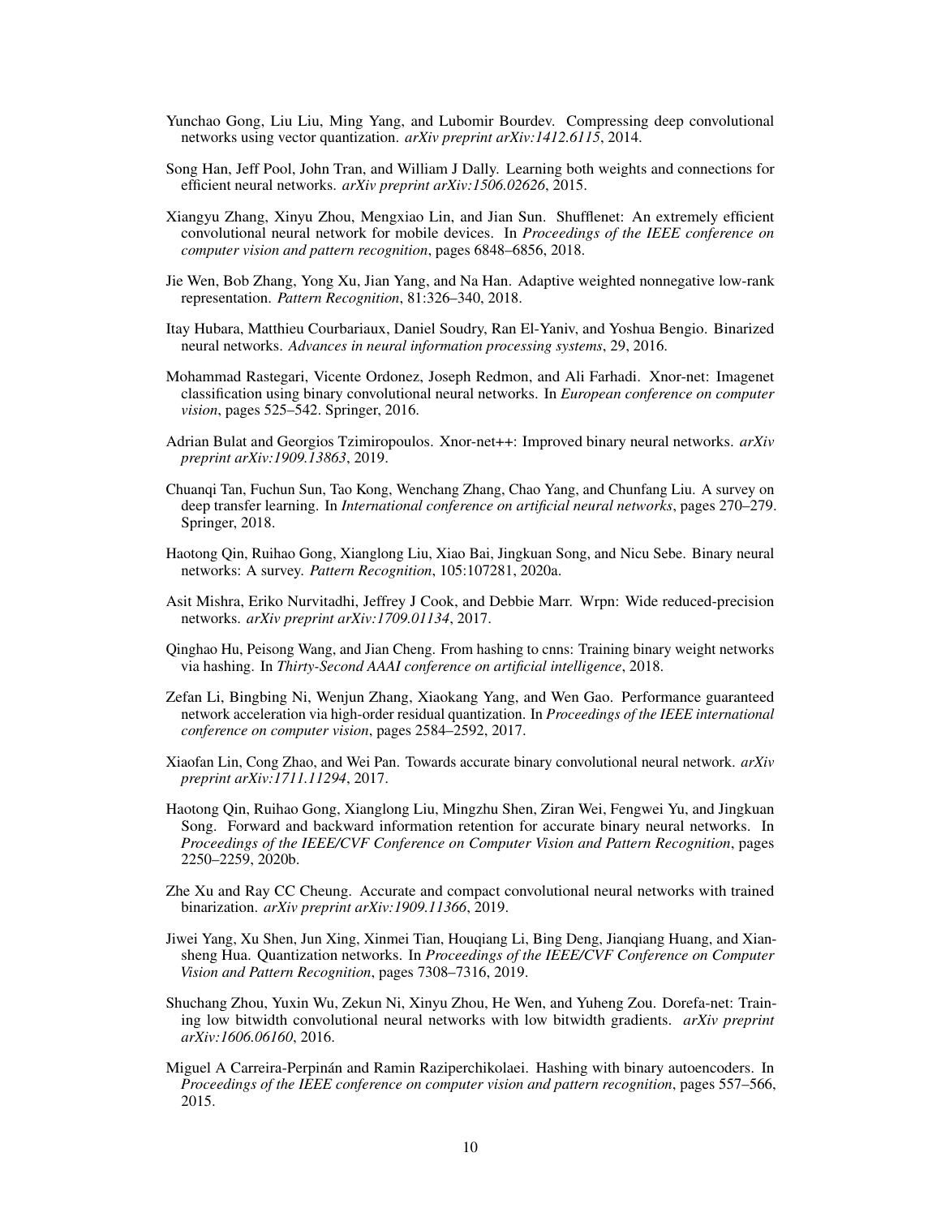Yunchao Gong, Liu Liu, Ming Yang, and Lubomir Bourdev. Compressing deep convolutional networks using vector quantization. *arXiv preprint arXiv:1412.6115*, 2014.

Song Han, Jeff Pool, John Tran, and William J Dally. Learning both weights and connections for efficient neural networks. *arXiv preprint arXiv:1506.02626*, 2015.

Xiangyu Zhang, Xinyu Zhou, Mengxiao Lin, and Jian Sun. Shufflenet: An extremely efficient convolutional neural network for mobile devices. In *Proceedings of the IEEE conference on computer vision and pattern recognition*, pages 6848–6856, 2018.

Jie Wen, Bob Zhang, Yong Xu, Jian Yang, and Na Han. Adaptive weighted nonnegative low-rank representation. *Pattern Recognition*, 81:326–340, 2018.

Itay Hubara, Matthieu Courbariaux, Daniel Soudry, Ran El-Yaniv, and Yoshua Bengio. Binarized neural networks. *Advances in neural information processing systems*, 29, 2016.

Mohammad Rastegari, Vicente Ordonez, Joseph Redmon, and Ali Farhadi. Xnor-net: Imagenet classification using binary convolutional neural networks. In *European conference on computer vision*, pages 525–542. Springer, 2016.

Adrian Bulat and Georgios Tzimiropoulos. Xnor-net++: Improved binary neural networks. *arXiv preprint arXiv:1909.13863*, 2019.

Chuanqi Tan, Fuchun Sun, Tao Kong, Wenchang Zhang, Chao Yang, and Chunfang Liu. A survey on deep transfer learning. In *International conference on artificial neural networks*, pages 270–279. Springer, 2018.

Haotong Qin, Ruihao Gong, Xianglong Liu, Xiao Bai, Jingkuan Song, and Nicu Sebe. Binary neural networks: A survey. *Pattern Recognition*, 105:107281, 2020a.

Asit Mishra, Eriko Nurvitadhi, Jeffrey J Cook, and Debbie Marr. Wrpn: Wide reduced-precision networks. *arXiv preprint arXiv:1709.01134*, 2017.

Qinghao Hu, Peisong Wang, and Jian Cheng. From hashing to cnns: Training binary weight networks via hashing. In *Thirty-Second AAAI conference on artificial intelligence*, 2018.

Zefan Li, Bingbing Ni, Wenjun Zhang, Xiaokang Yang, and Wen Gao. Performance guaranteed network acceleration via high-order residual quantization. In *Proceedings of the IEEE international conference on computer vision*, pages 2584–2592, 2017.

Xiaofan Lin, Cong Zhao, and Wei Pan. Towards accurate binary convolutional neural network. *arXiv preprint arXiv:1711.11294*, 2017.

Haotong Qin, Ruihao Gong, Xianglong Liu, Mingzhu Shen, Ziran Wei, Fengwei Yu, and Jingkuan Song. Forward and backward information retention for accurate binary neural networks. In *Proceedings of the IEEE/CVF Conference on Computer Vision and Pattern Recognition*, pages 2250–2259, 2020b.

Zhe Xu and Ray CC Cheung. Accurate and compact convolutional neural networks with trained binarization. *arXiv preprint arXiv:1909.11366*, 2019.

Jiwei Yang, Xu Shen, Jun Xing, Xinmei Tian, Houqiang Li, Bing Deng, Jianqiang Huang, and Xiansheng Hua. Quantization networks. In *Proceedings of the IEEE/CVF Conference on Computer Vision and Pattern Recognition*, pages 7308–7316, 2019.

Shuchang Zhou, Yuxin Wu, Zekun Ni, Xinyu Zhou, He Wen, and Yuheng Zou. Dorefa-net: Training low bitwidth convolutional neural networks with low bitwidth gradients. *arXiv preprint arXiv:1606.06160*, 2016.

Miguel A Carreira-Perpinán and Ramin Raziperchikolaei. Hashing with binary autoencoders. In *Proceedings of the IEEE conference on computer vision and pattern recognition*, pages 557–566, 2015.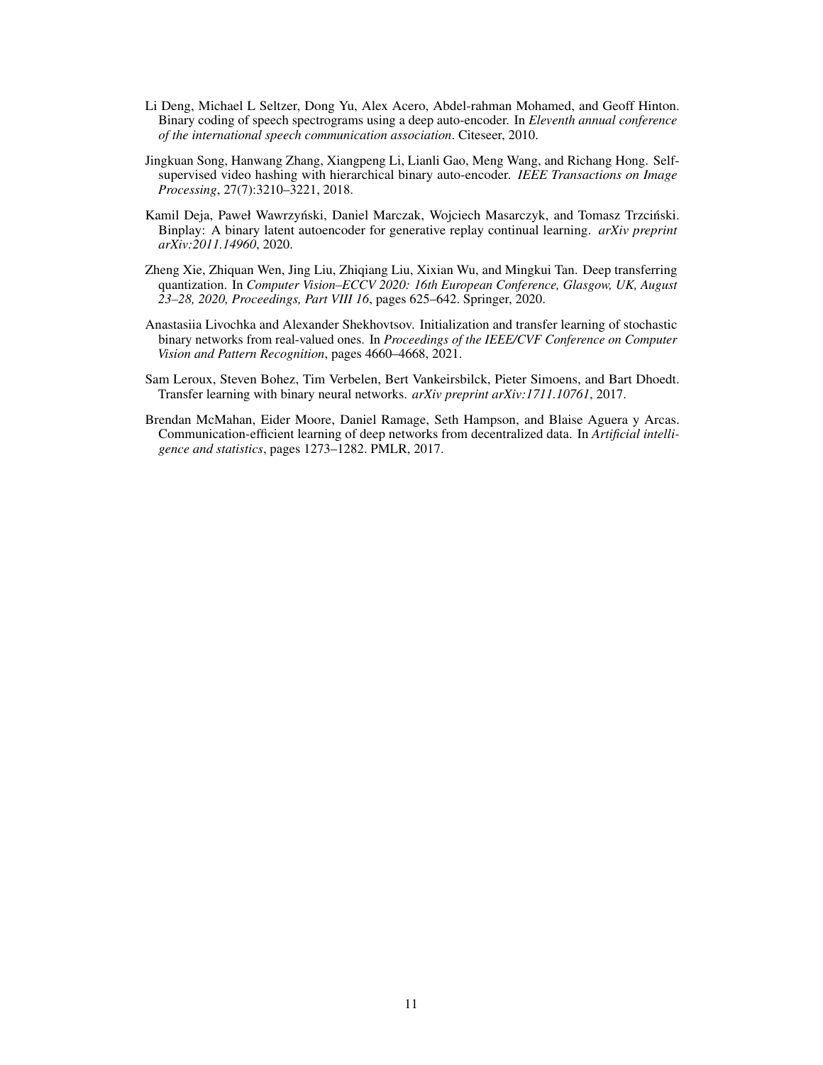Li Deng, Michael L Seltzer, Dong Yu, Alex Acero, Abdel-rahman Mohamed, and Geoff Hinton. Binary coding of speech spectrograms using a deep auto-encoder. In *Eleventh annual conference of the international speech communication association*. Citeseer, 2010.

Jingkuan Song, Hanwang Zhang, Xiangpeng Li, Lianli Gao, Meng Wang, and Richang Hong. Self-supervised video hashing with hierarchical binary auto-encoder. *IEEE Transactions on Image Processing*, 27(7):3210–3221, 2018.

Kamil Deja, Paweł Wawrzyński, Daniel Marczak, Wojciech Masarczyk, and Tomasz Trzciński. Binplay: A binary latent autoencoder for generative replay continual learning. *arXiv preprint arXiv:2011.14960*, 2020.

Zheng Xie, Zhiquan Wen, Jing Liu, Zhiqiang Liu, Xixian Wu, and Mingkui Tan. Deep transferring quantization. In *Computer Vision–ECCV 2020: 16th European Conference, Glasgow, UK, August 23–28, 2020, Proceedings, Part VIII 16*, pages 625–642. Springer, 2020.

Anastasiia Livochka and Alexander Shekhovtsov. Initialization and transfer learning of stochastic binary networks from real-valued ones. In *Proceedings of the IEEE/CVF Conference on Computer Vision and Pattern Recognition*, pages 4660–4668, 2021.

Sam Leroux, Steven Bohez, Tim Verbelen, Bert Vankeirsbilck, Pieter Simoens, and Bart Dhoedt. Transfer learning with binary neural networks. *arXiv preprint arXiv:1711.10761*, 2017.

Brendan McMahan, Eider Moore, Daniel Ramage, Seth Hampson, and Blaise Aguera y Arcas. Communication-efficient learning of deep networks from decentralized data. In *Artificial intelligence and statistics*, pages 1273–1282. PMLR, 2017.